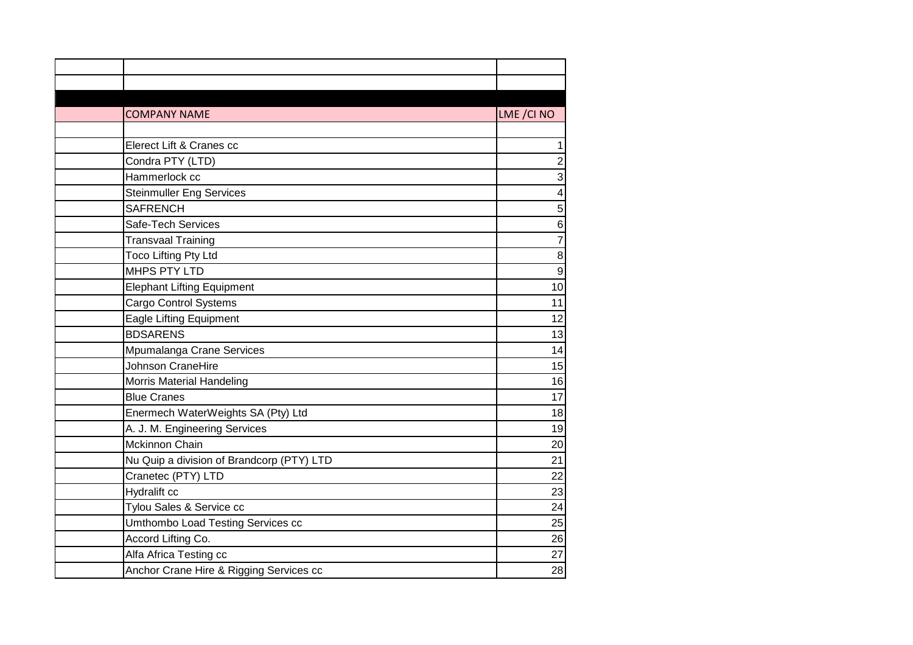| | COMPANY NAME | LME /CI NO |
|---|---|---|
| | Elerect Lift & Cranes cc | 1 |
| | Condra PTY (LTD) | 2 |
| | Hammerlock cc | 3 |
| | Steinmuller Eng Services | 4 |
| | SAFRENCH | 5 |
| | Safe-Tech Services | 6 |
| | Transvaal Training | 7 |
| | Toco Lifting Pty Ltd | 8 |
| | MHPS PTY LTD | 9 |
| | Elephant Lifting Equipment | 10 |
| | Cargo Control Systems | 11 |
| | Eagle Lifting Equipment | 12 |
| | BDSARENS | 13 |
| | Mpumalanga Crane Services | 14 |
| | Johnson CraneHire | 15 |
| | Morris Material Handeling | 16 |
| | Blue Cranes | 17 |
| | Enermech WaterWeights SA (Pty) Ltd | 18 |
| | A. J. M. Engineering Services | 19 |
| | Mckinnon Chain | 20 |
| | Nu Quip a division of Brandcorp (PTY) LTD | 21 |
| | Cranetec (PTY) LTD | 22 |
| | Hydralift cc | 23 |
| | Tylou Sales & Service cc | 24 |
| | Umthombo Load Testing Services cc | 25 |
| | Accord Lifting Co. | 26 |
| | Alfa Africa Testing cc | 27 |
| | Anchor Crane Hire & Rigging Services cc | 28 |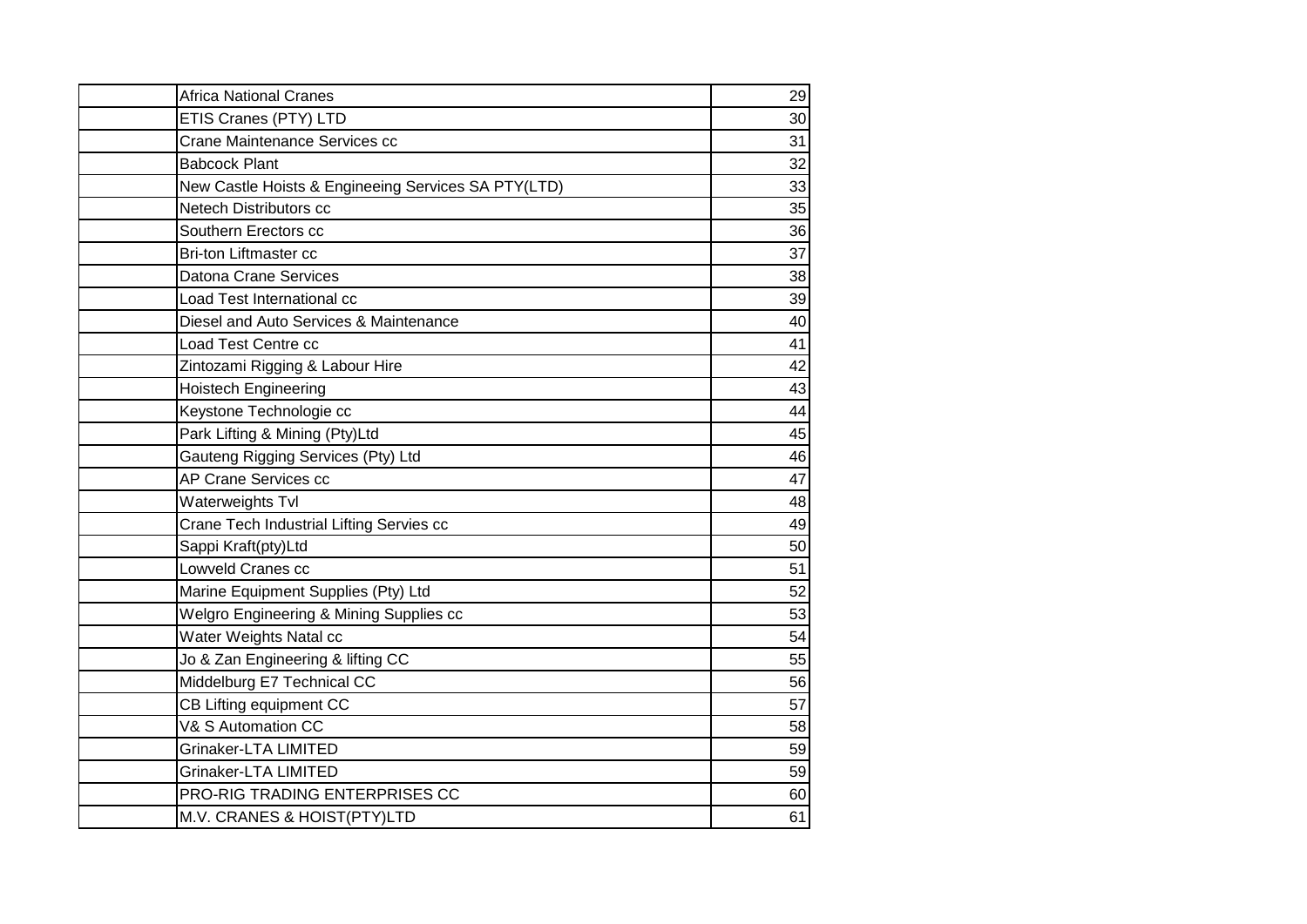| | | |
|---|---|---|
| | Africa National Cranes | 29 |
| | ETIS Cranes (PTY) LTD | 30 |
| | Crane Maintenance Services cc | 31 |
| | Babcock Plant | 32 |
| | New Castle Hoists & Engineeing Services SA PTY(LTD) | 33 |
| | Netech Distributors cc | 35 |
| | Southern Erectors cc | 36 |
| | Bri-ton Liftmaster cc | 37 |
| | Datona Crane Services | 38 |
| | Load Test International cc | 39 |
| | Diesel and Auto Services & Maintenance | 40 |
| | Load Test Centre cc | 41 |
| | Zintozami Rigging & Labour Hire | 42 |
| | Hoistech Engineering | 43 |
| | Keystone Technologie cc | 44 |
| | Park Lifting & Mining (Pty)Ltd | 45 |
| | Gauteng Rigging Services (Pty) Ltd | 46 |
| | AP Crane Services cc | 47 |
| | Waterweights Tvl | 48 |
| | Crane Tech Industrial Lifting Servies cc | 49 |
| | Sappi Kraft(pty)Ltd | 50 |
| | Lowveld Cranes cc | 51 |
| | Marine Equipment Supplies (Pty) Ltd | 52 |
| | Welgro Engineering & Mining Supplies cc | 53 |
| | Water Weights Natal cc | 54 |
| | Jo & Zan Engineering & lifting CC | 55 |
| | Middelburg E7 Technical CC | 56 |
| | CB Lifting equipment CC | 57 |
| | V& S Automation CC | 58 |
| | Grinaker-LTA LIMITED | 59 |
| | Grinaker-LTA LIMITED | 59 |
| | PRO-RIG TRADING ENTERPRISES CC | 60 |
| | M.V. CRANES & HOIST(PTY)LTD | 61 |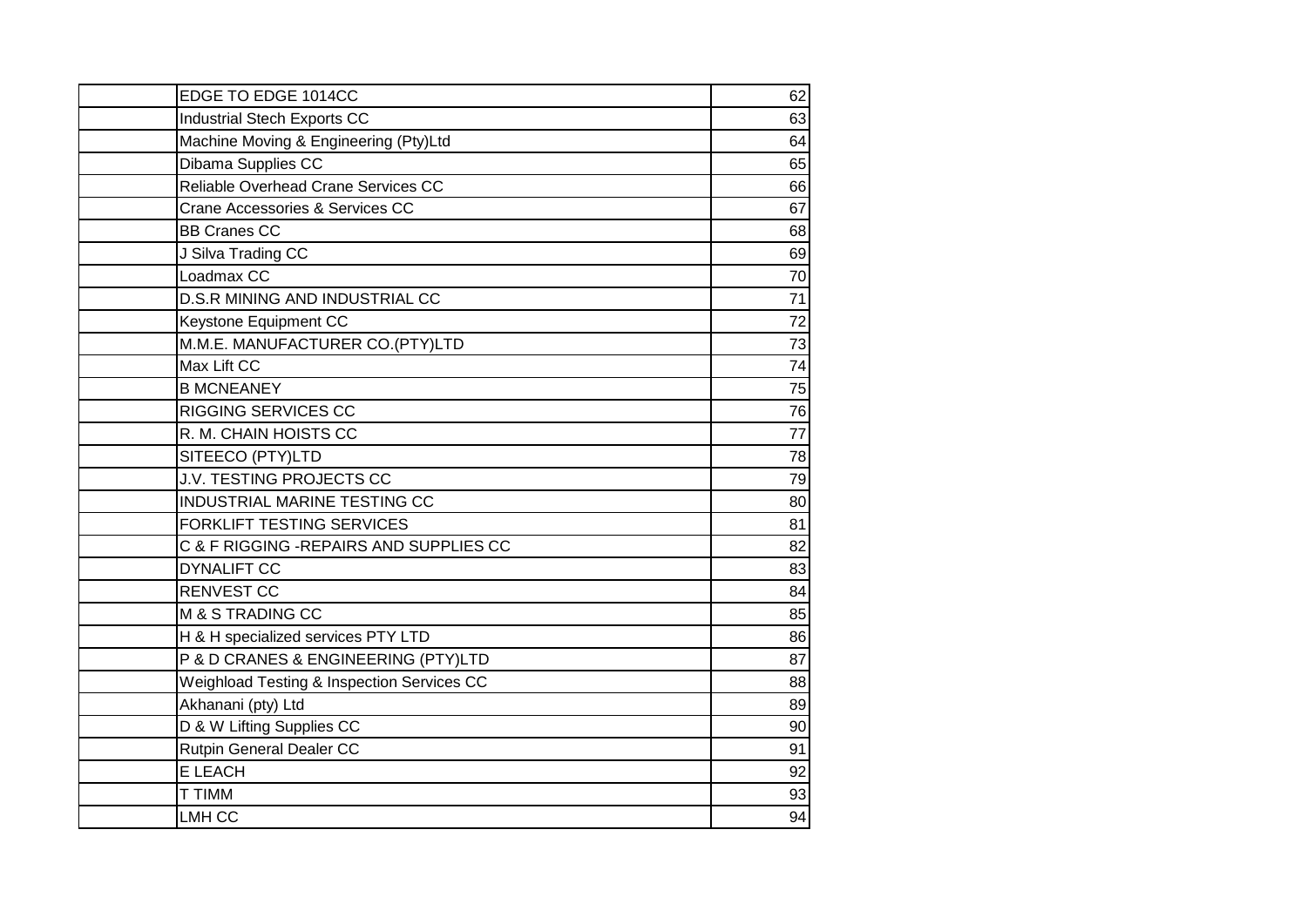| | | |
|---|---|---|
| | EDGE TO EDGE 1014CC | 62 |
| | Industrial Stech Exports CC | 63 |
| | Machine Moving & Engineering (Pty)Ltd | 64 |
| | Dibama Supplies CC | 65 |
| | Reliable Overhead Crane Services CC | 66 |
| | Crane Accessories & Services CC | 67 |
| | BB Cranes CC | 68 |
| | J Silva Trading CC | 69 |
| | Loadmax CC | 70 |
| | D.S.R MINING AND INDUSTRIAL CC | 71 |
| | Keystone Equipment CC | 72 |
| | M.M.E. MANUFACTURER CO.(PTY)LTD | 73 |
| | Max Lift CC | 74 |
| | B MCNEANEY | 75 |
| | RIGGING SERVICES CC | 76 |
| | R. M. CHAIN HOISTS CC | 77 |
| | SITEECO (PTY)LTD | 78 |
| | J.V. TESTING PROJECTS CC | 79 |
| | INDUSTRIAL MARINE TESTING CC | 80 |
| | FORKLIFT TESTING SERVICES | 81 |
| | C & F RIGGING -REPAIRS AND SUPPLIES CC | 82 |
| | DYNALIFT CC | 83 |
| | RENVEST CC | 84 |
| | M & S TRADING CC | 85 |
| | H & H specialized services PTY LTD | 86 |
| | P & D CRANES & ENGINEERING (PTY)LTD | 87 |
| | Weighload Testing & Inspection Services CC | 88 |
| | Akhanani (pty) Ltd | 89 |
| | D & W Lifting Supplies CC | 90 |
| | Rutpin General Dealer CC | 91 |
| | E LEACH | 92 |
| | T TIMM | 93 |
| | LMH CC | 94 |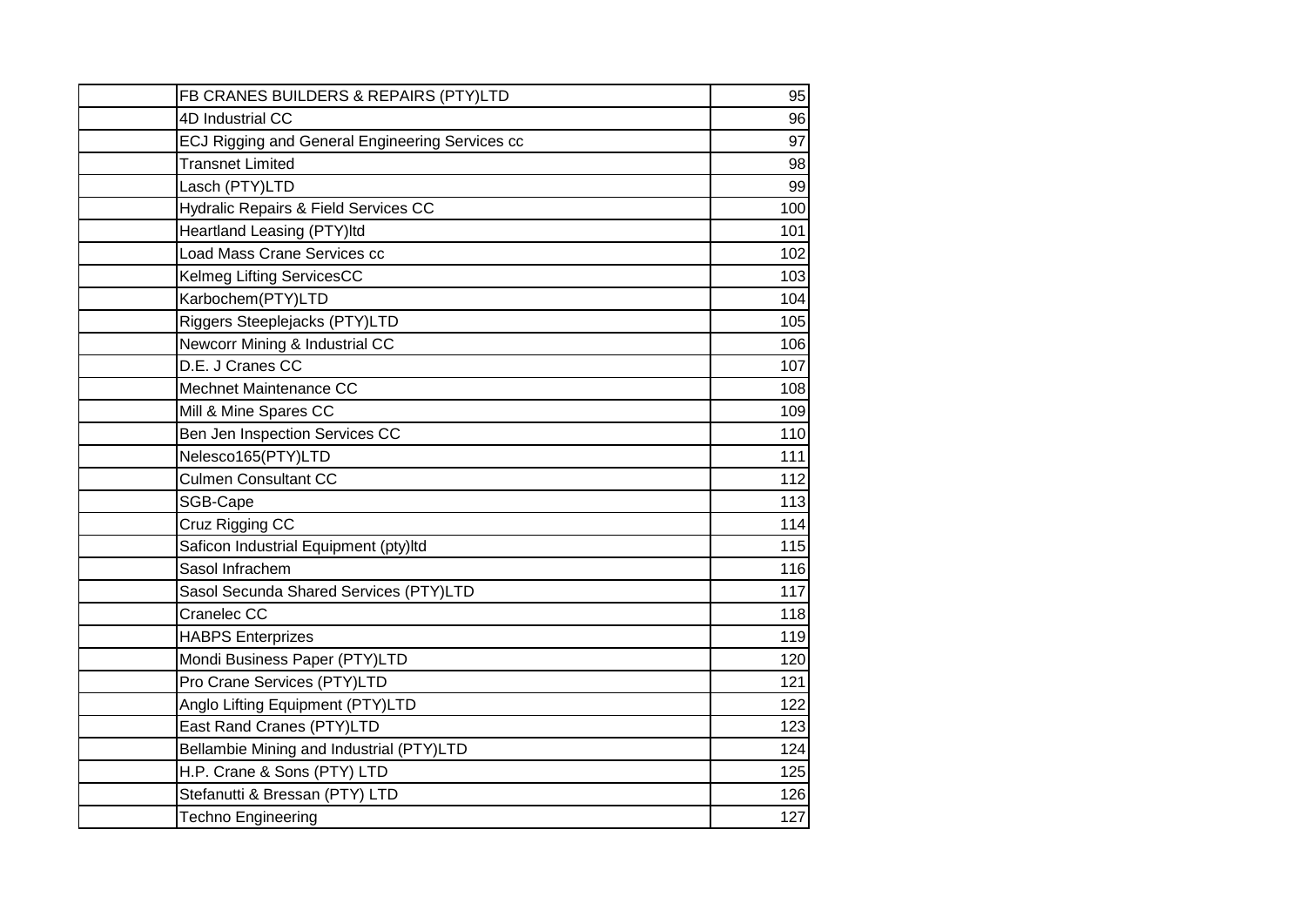| | | |
|---|---|---|
| | FB CRANES BUILDERS & REPAIRS (PTY)LTD | 95 |
| | 4D Industrial CC | 96 |
| | ECJ Rigging and General Engineering Services cc | 97 |
| | Transnet Limited | 98 |
| | Lasch (PTY)LTD | 99 |
| | Hydralic Repairs & Field Services CC | 100 |
| | Heartland Leasing (PTY)ltd | 101 |
| | Load Mass Crane Services cc | 102 |
| | Kelmeg Lifting ServicesCC | 103 |
| | Karbochem(PTY)LTD | 104 |
| | Riggers Steeplejacks (PTY)LTD | 105 |
| | Newcorr Mining & Industrial CC | 106 |
| | D.E. J Cranes CC | 107 |
| | Mechnet Maintenance CC | 108 |
| | Mill & Mine Spares CC | 109 |
| | Ben Jen Inspection Services CC | 110 |
| | Nelesco165(PTY)LTD | 111 |
| | Culmen Consultant CC | 112 |
| | SGB-Cape | 113 |
| | Cruz Rigging CC | 114 |
| | Saficon Industrial Equipment (pty)ltd | 115 |
| | Sasol Infrachem | 116 |
| | Sasol Secunda Shared Services (PTY)LTD | 117 |
| | Cranelec CC | 118 |
| | HABPS Enterprizes | 119 |
| | Mondi Business Paper (PTY)LTD | 120 |
| | Pro Crane Services (PTY)LTD | 121 |
| | Anglo Lifting Equipment (PTY)LTD | 122 |
| | East Rand Cranes (PTY)LTD | 123 |
| | Bellambie Mining and Industrial (PTY)LTD | 124 |
| | H.P. Crane & Sons (PTY) LTD | 125 |
| | Stefanutti & Bressan (PTY) LTD | 126 |
| | Techno Engineering | 127 |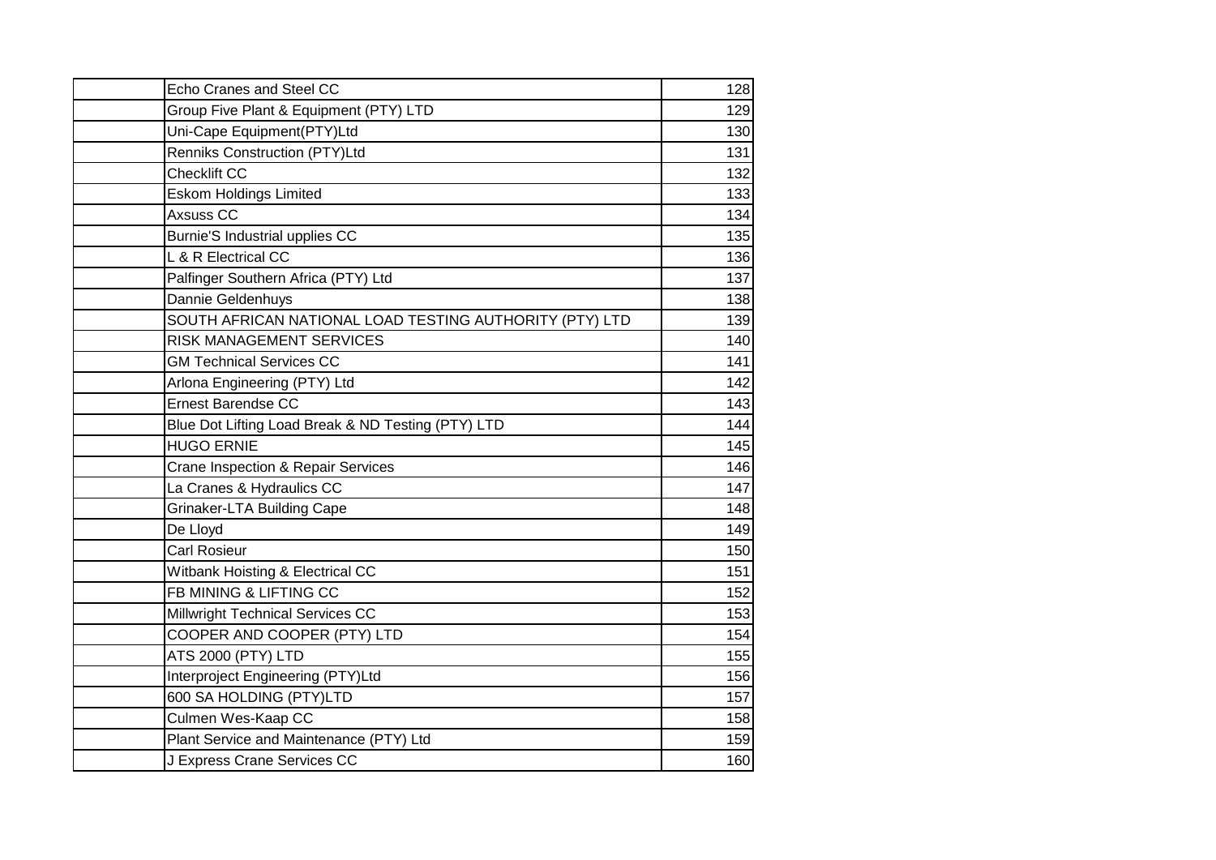| | | |
|---|---|---|
| | Echo Cranes and Steel CC | 128 |
| | Group Five Plant & Equipment (PTY) LTD | 129 |
| | Uni-Cape Equipment(PTY)Ltd | 130 |
| | Renniks Construction (PTY)Ltd | 131 |
| | Checklift CC | 132 |
| | Eskom Holdings Limited | 133 |
| | Axsuss CC | 134 |
| | Burnie'S Industrial upplies CC | 135 |
| | L & R Electrical CC | 136 |
| | Palfinger Southern Africa (PTY) Ltd | 137 |
| | Dannie Geldenhuys | 138 |
| | SOUTH AFRICAN NATIONAL LOAD TESTING AUTHORITY (PTY) LTD | 139 |
| | RISK MANAGEMENT SERVICES | 140 |
| | GM Technical Services CC | 141 |
| | Arlona Engineering (PTY) Ltd | 142 |
| | Ernest Barendse CC | 143 |
| | Blue Dot Lifting Load Break & ND Testing (PTY) LTD | 144 |
| | HUGO ERNIE | 145 |
| | Crane Inspection & Repair Services | 146 |
| | La Cranes & Hydraulics CC | 147 |
| | Grinaker-LTA Building Cape | 148 |
| | De Lloyd | 149 |
| | Carl Rosieur | 150 |
| | Witbank Hoisting & Electrical CC | 151 |
| | FB MINING & LIFTING CC | 152 |
| | Millwright Technical Services CC | 153 |
| | COOPER AND COOPER (PTY) LTD | 154 |
| | ATS 2000 (PTY) LTD | 155 |
| | Interproject Engineering (PTY)Ltd | 156 |
| | 600 SA HOLDING (PTY)LTD | 157 |
| | Culmen Wes-Kaap CC | 158 |
| | Plant Service and Maintenance (PTY) Ltd | 159 |
| | J Express Crane Services CC | 160 |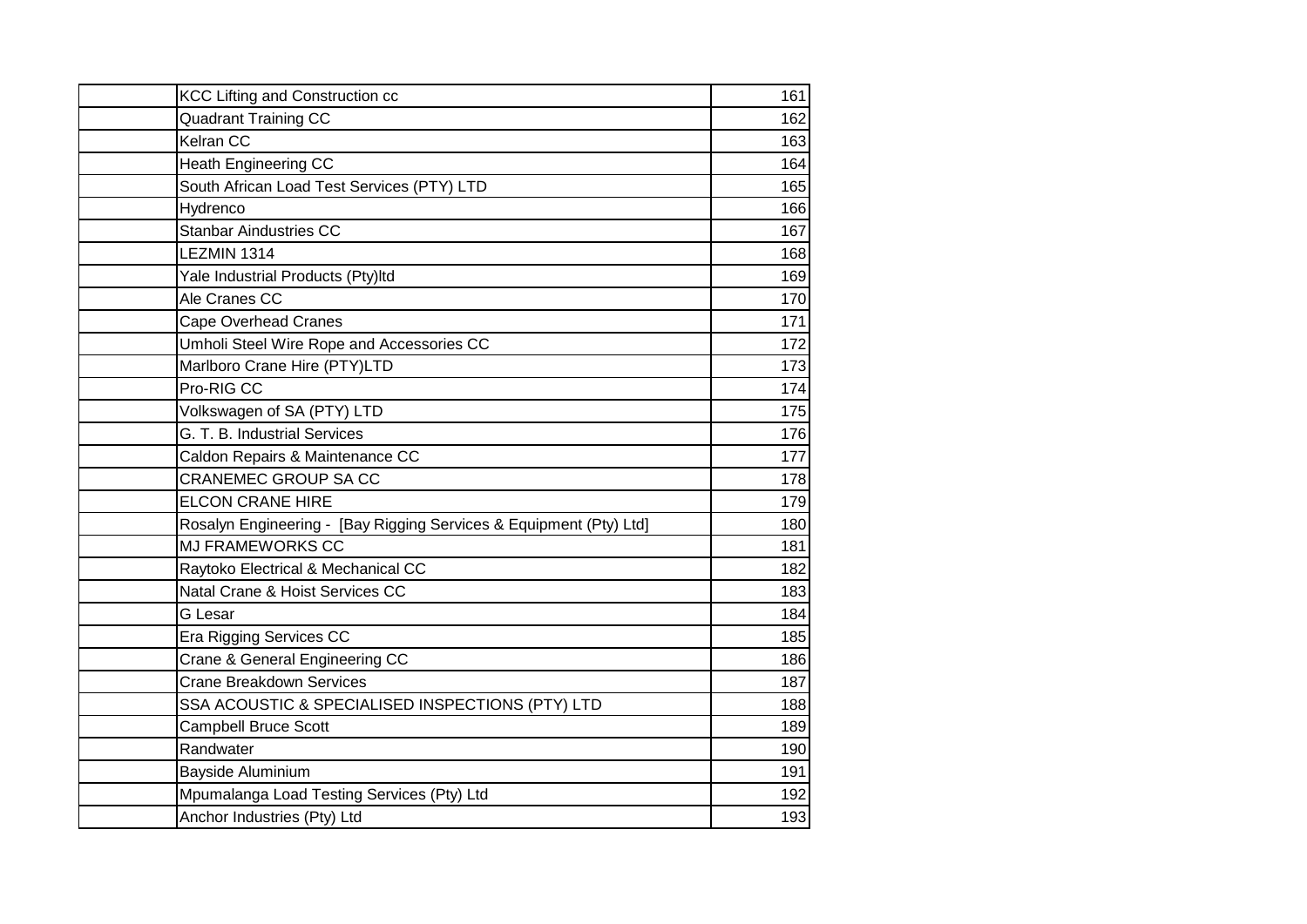| | | |
|---|---|---|
| | KCC Lifting and Construction cc | 161 |
| | Quadrant Training CC | 162 |
| | Kelran CC | 163 |
| | Heath Engineering CC | 164 |
| | South African Load Test Services (PTY) LTD | 165 |
| | Hydrenco | 166 |
| | Stanbar Aindustries CC | 167 |
| | LEZMIN 1314 | 168 |
| | Yale Industrial Products (Pty)ltd | 169 |
| | Ale Cranes CC | 170 |
| | Cape Overhead Cranes | 171 |
| | Umholi Steel Wire Rope and Accessories CC | 172 |
| | Marlboro Crane Hire (PTY)LTD | 173 |
| | Pro-RIG CC | 174 |
| | Volkswagen of SA (PTY) LTD | 175 |
| | G. T. B. Industrial Services | 176 |
| | Caldon Repairs & Maintenance CC | 177 |
| | CRANEMEC GROUP SA CC | 178 |
| | ELCON CRANE HIRE | 179 |
| | Rosalyn Engineering - [Bay Rigging Services & Equipment (Pty) Ltd] | 180 |
| | MJ FRAMEWORKS CC | 181 |
| | Raytoko Electrical & Mechanical CC | 182 |
| | Natal Crane & Hoist Services CC | 183 |
| | G Lesar | 184 |
| | Era Rigging Services CC | 185 |
| | Crane & General Engineering CC | 186 |
| | Crane Breakdown Services | 187 |
| | SSA ACOUSTIC & SPECIALISED INSPECTIONS (PTY) LTD | 188 |
| | Campbell Bruce Scott | 189 |
| | Randwater | 190 |
| | Bayside Aluminium | 191 |
| | Mpumalanga Load Testing Services (Pty) Ltd | 192 |
| | Anchor Industries (Pty) Ltd | 193 |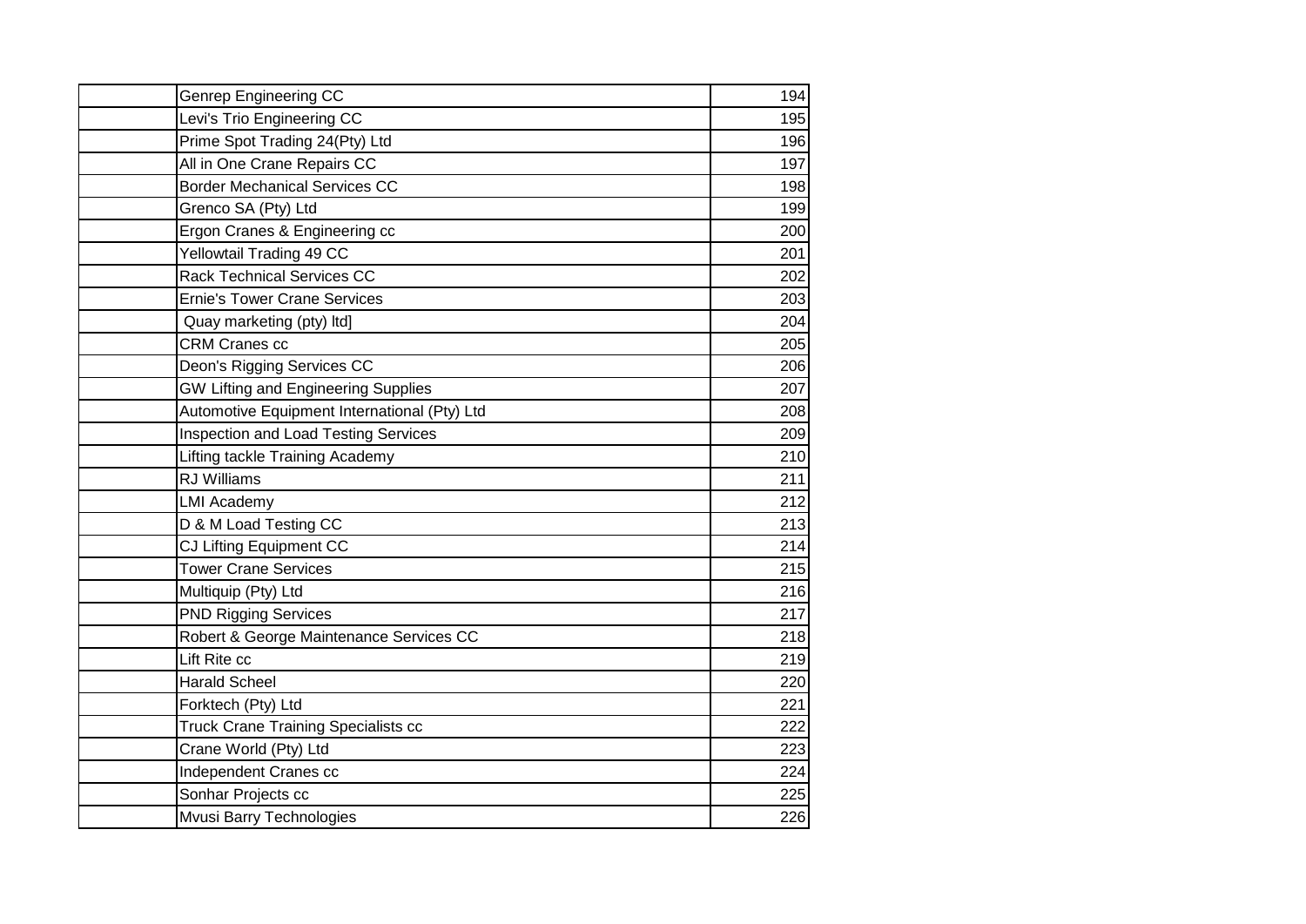| | | |
|---|---|---|
| | Genrep Engineering CC | 194 |
| | Levi's Trio Engineering CC | 195 |
| | Prime Spot Trading 24(Pty) Ltd | 196 |
| | All in One Crane Repairs CC | 197 |
| | Border Mechanical Services CC | 198 |
| | Grenco SA (Pty) Ltd | 199 |
| | Ergon Cranes & Engineering cc | 200 |
| | Yellowtail Trading 49 CC | 201 |
| | Rack Technical Services CC | 202 |
| | Ernie's Tower Crane Services | 203 |
| | Quay marketing (pty) ltd] | 204 |
| | CRM Cranes cc | 205 |
| | Deon's Rigging Services CC | 206 |
| | GW Lifting and Engineering Supplies | 207 |
| | Automotive Equipment International (Pty) Ltd | 208 |
| | Inspection and Load Testing Services | 209 |
| | Lifting tackle Training Academy | 210 |
| | RJ Williams | 211 |
| | LMI Academy | 212 |
| | D & M Load Testing CC | 213 |
| | CJ Lifting Equipment CC | 214 |
| | Tower Crane Services | 215 |
| | Multiquip (Pty) Ltd | 216 |
| | PND Rigging Services | 217 |
| | Robert & George Maintenance Services CC | 218 |
| | Lift Rite cc | 219 |
| | Harald Scheel | 220 |
| | Forktech (Pty) Ltd | 221 |
| | Truck Crane Training Specialists cc | 222 |
| | Crane World (Pty) Ltd | 223 |
| | Independent Cranes cc | 224 |
| | Sonhar Projects cc | 225 |
| | Mvusi Barry Technologies | 226 |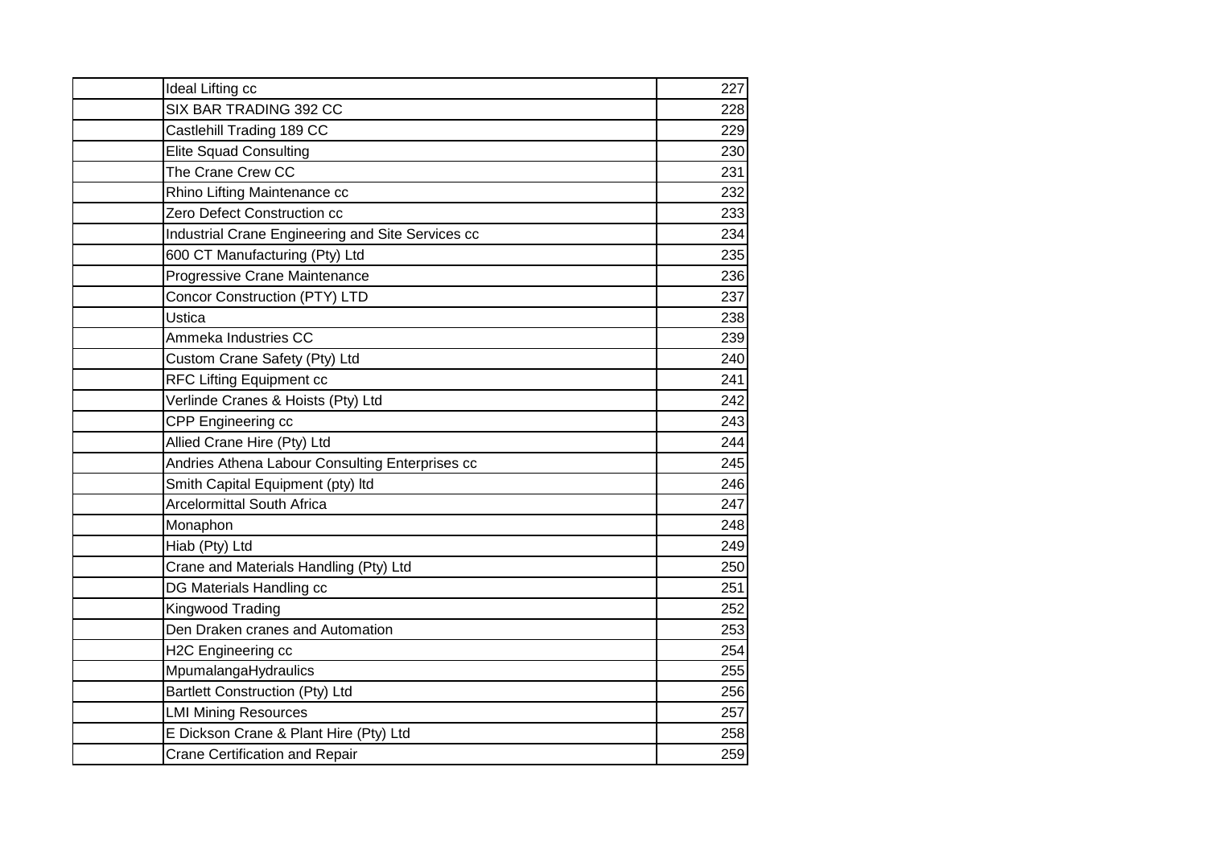| | | |
|---|---|---|
| | Ideal Lifting cc | 227 |
| | SIX BAR TRADING 392 CC | 228 |
| | Castlehill Trading 189 CC | 229 |
| | Elite Squad Consulting | 230 |
| | The Crane Crew CC | 231 |
| | Rhino Lifting Maintenance cc | 232 |
| | Zero Defect Construction cc | 233 |
| | Industrial Crane Engineering and Site Services cc | 234 |
| | 600 CT Manufacturing (Pty) Ltd | 235 |
| | Progressive Crane Maintenance | 236 |
| | Concor Construction (PTY) LTD | 237 |
| | Ustica | 238 |
| | Ammeka Industries CC | 239 |
| | Custom Crane Safety (Pty) Ltd | 240 |
| | RFC Lifting Equipment cc | 241 |
| | Verlinde Cranes & Hoists (Pty) Ltd | 242 |
| | CPP Engineering cc | 243 |
| | Allied Crane Hire (Pty) Ltd | 244 |
| | Andries Athena Labour Consulting Enterprises cc | 245 |
| | Smith Capital Equipment (pty) ltd | 246 |
| | Arcelormittal South Africa | 247 |
| | Monaphon | 248 |
| | Hiab (Pty) Ltd | 249 |
| | Crane and Materials Handling (Pty) Ltd | 250 |
| | DG Materials Handling cc | 251 |
| | Kingwood Trading | 252 |
| | Den Draken cranes and Automation | 253 |
| | H2C Engineering cc | 254 |
| | MpumalangaHydraulics | 255 |
| | Bartlett Construction (Pty) Ltd | 256 |
| | LMI Mining Resources | 257 |
| | E Dickson Crane & Plant Hire (Pty) Ltd | 258 |
| | Crane Certification and Repair | 259 |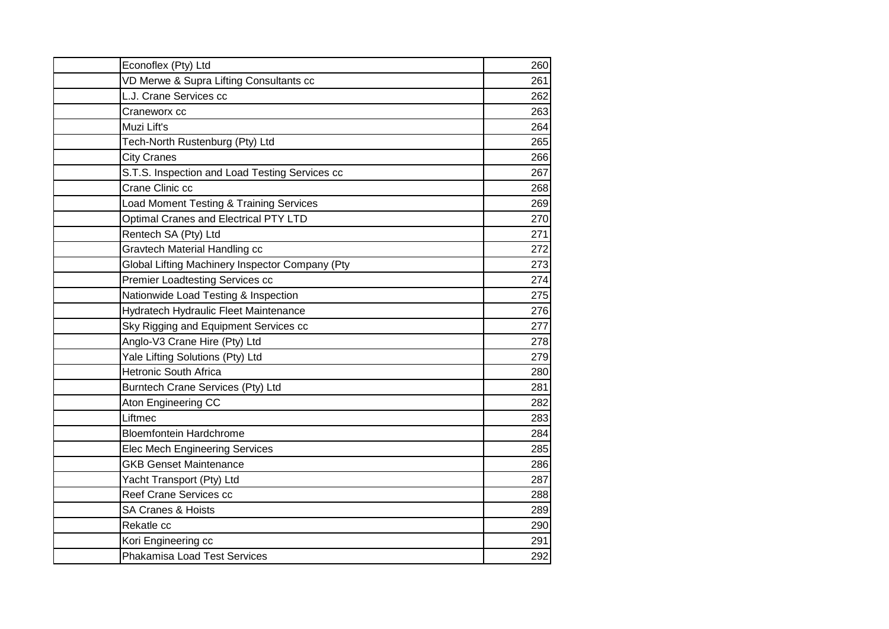| | | |
|---|---|---|
| | Econoflex (Pty) Ltd | 260 |
| | VD Merwe & Supra Lifting Consultants cc | 261 |
| | L.J. Crane Services cc | 262 |
| | Craneworx cc | 263 |
| | Muzi Lift's | 264 |
| | Tech-North Rustenburg (Pty) Ltd | 265 |
| | City Cranes | 266 |
| | S.T.S. Inspection and Load Testing Services cc | 267 |
| | Crane Clinic cc | 268 |
| | Load Moment Testing & Training Services | 269 |
| | Optimal Cranes and Electrical PTY LTD | 270 |
| | Rentech SA (Pty) Ltd | 271 |
| | Gravtech Material Handling cc | 272 |
| | Global Lifting Machinery Inspector Company (Pty | 273 |
| | Premier Loadtesting Services cc | 274 |
| | Nationwide Load Testing & Inspection | 275 |
| | Hydratech Hydraulic Fleet Maintenance | 276 |
| | Sky Rigging and Equipment Services cc | 277 |
| | Anglo-V3 Crane Hire (Pty) Ltd | 278 |
| | Yale Lifting Solutions (Pty) Ltd | 279 |
| | Hetronic South Africa | 280 |
| | Burntech Crane Services (Pty) Ltd | 281 |
| | Aton Engineering CC | 282 |
| | Liftmec | 283 |
| | Bloemfontein Hardchrome | 284 |
| | Elec Mech Engineering Services | 285 |
| | GKB Genset Maintenance | 286 |
| | Yacht Transport (Pty) Ltd | 287 |
| | Reef Crane Services cc | 288 |
| | SA Cranes & Hoists | 289 |
| | Rekatle cc | 290 |
| | Kori Engineering cc | 291 |
| | Phakamisa Load Test Services | 292 |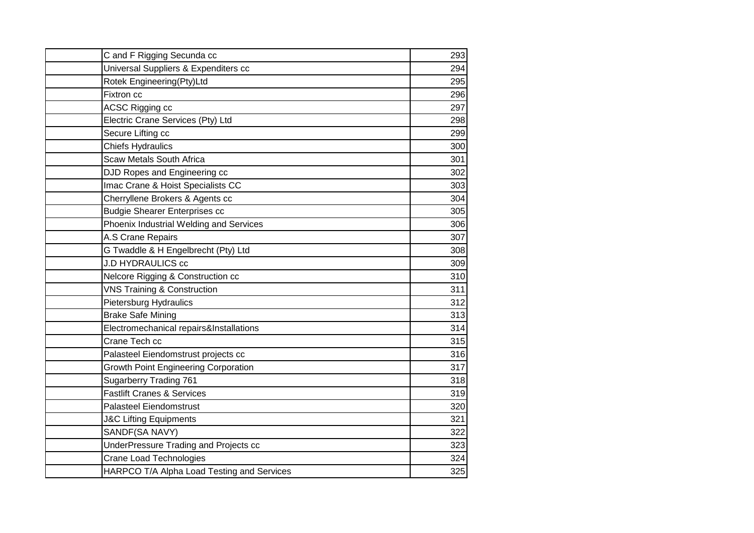| | | |
|---|---|---|
| | C and F Rigging Secunda cc | 293 |
| | Universal Suppliers & Expenditers cc | 294 |
| | Rotek Engineering(Pty)Ltd | 295 |
| | Fixtron cc | 296 |
| | ACSC Rigging cc | 297 |
| | Electric Crane Services (Pty) Ltd | 298 |
| | Secure Lifting cc | 299 |
| | Chiefs Hydraulics | 300 |
| | Scaw Metals South Africa | 301 |
| | DJD Ropes and Engineering cc | 302 |
| | Imac Crane & Hoist Specialists CC | 303 |
| | Cherryllene Brokers & Agents cc | 304 |
| | Budgie Shearer Enterprises cc | 305 |
| | Phoenix Industrial Welding and Services | 306 |
| | A.S Crane Repairs | 307 |
| | G Twaddle & H Engelbrecht (Pty) Ltd | 308 |
| | J.D HYDRAULICS cc | 309 |
| | Nelcore Rigging & Construction cc | 310 |
| | VNS Training & Construction | 311 |
| | Pietersburg Hydraulics | 312 |
| | Brake Safe Mining | 313 |
| | Electromechanical repairs&Installations | 314 |
| | Crane Tech cc | 315 |
| | Palasteel Eiendomstrust projects cc | 316 |
| | Growth Point Engineering Corporation | 317 |
| | Sugarberry Trading 761 | 318 |
| | Fastlift Cranes & Services | 319 |
| | Palasteel Eiendomstrust | 320 |
| | J&C Lifting Equipments | 321 |
| | SANDF(SA NAVY) | 322 |
| | UnderPressure Trading and Projects cc | 323 |
| | Crane Load Technologies | 324 |
| | HARPCO T/A Alpha Load Testing and Services | 325 |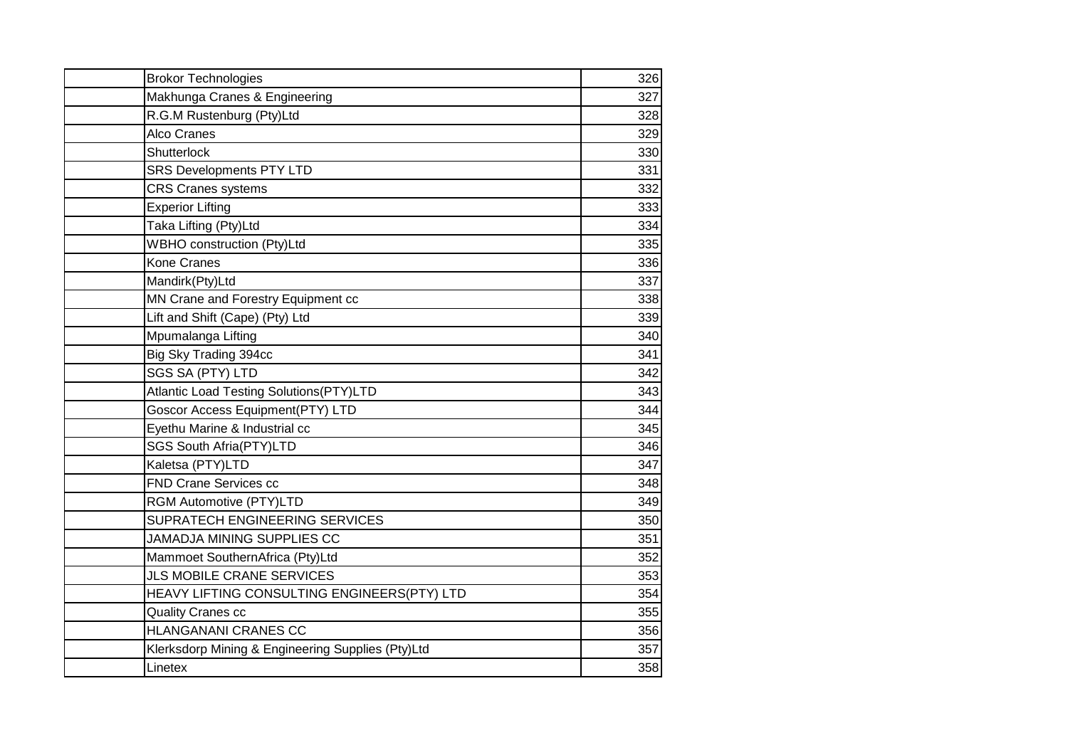| | | |
|---|---|---|
| | Brokor Technologies | 326 |
| | Makhunga Cranes & Engineering | 327 |
| | R.G.M Rustenburg (Pty)Ltd | 328 |
| | Alco Cranes | 329 |
| | Shutterlock | 330 |
| | SRS Developments PTY LTD | 331 |
| | CRS Cranes systems | 332 |
| | Experior Lifting | 333 |
| | Taka Lifting (Pty)Ltd | 334 |
| | WBHO construction (Pty)Ltd | 335 |
| | Kone Cranes | 336 |
| | Mandirk(Pty)Ltd | 337 |
| | MN Crane and Forestry Equipment cc | 338 |
| | Lift and Shift (Cape) (Pty) Ltd | 339 |
| | Mpumalanga Lifting | 340 |
| | Big Sky Trading 394cc | 341 |
| | SGS SA (PTY) LTD | 342 |
| | Atlantic Load Testing Solutions(PTY)LTD | 343 |
| | Goscor Access Equipment(PTY) LTD | 344 |
| | Eyethu Marine & Industrial cc | 345 |
| | SGS South Afria(PTY)LTD | 346 |
| | Kaletsa (PTY)LTD | 347 |
| | FND Crane Services cc | 348 |
| | RGM Automotive (PTY)LTD | 349 |
| | SUPRATECH ENGINEERING SERVICES | 350 |
| | JAMADJA MINING SUPPLIES CC | 351 |
| | Mammoet SouthernAfrica (Pty)Ltd | 352 |
| | JLS MOBILE CRANE SERVICES | 353 |
| | HEAVY LIFTING CONSULTING ENGINEERS(PTY) LTD | 354 |
| | Quality Cranes cc | 355 |
| | HLANGANANI CRANES CC | 356 |
| | Klerksdorp Mining & Engineering Supplies (Pty)Ltd | 357 |
| | Linetex | 358 |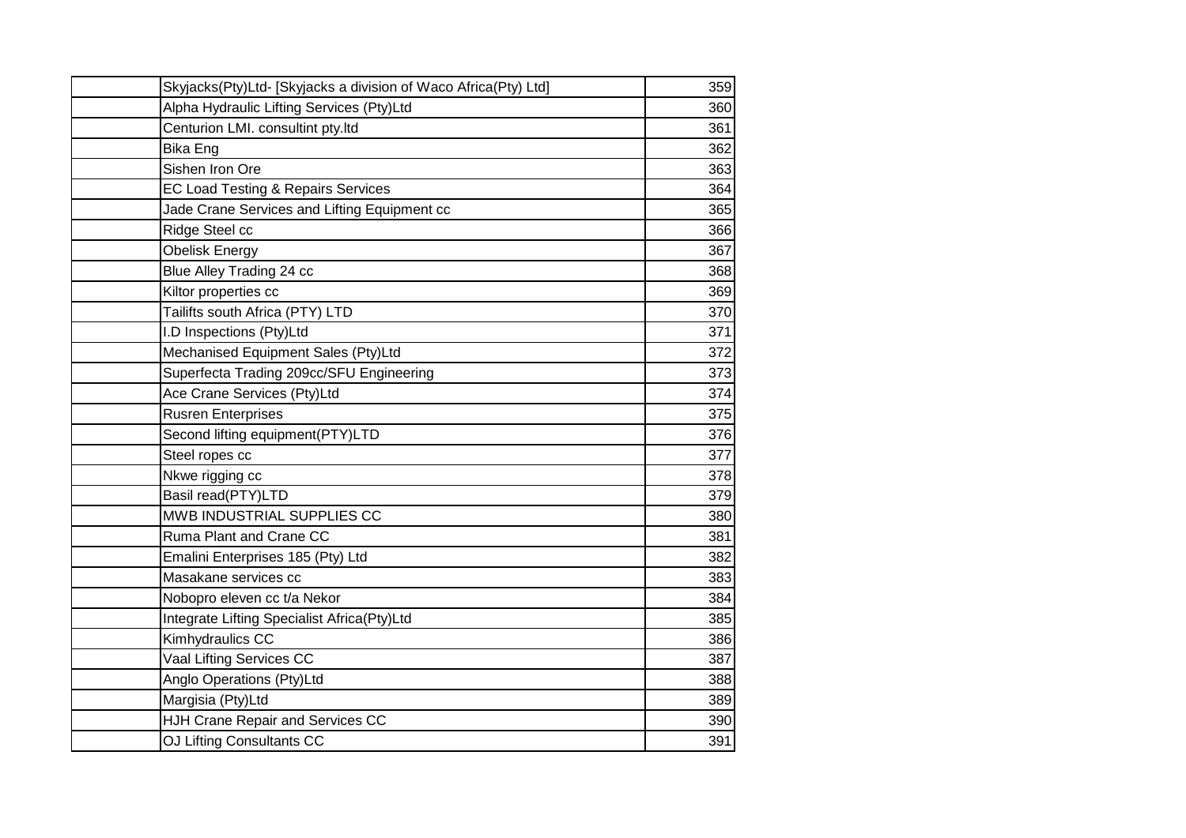| | | |
|---|---|---|
| | Skyjacks(Pty)Ltd- [Skyjacks a division of Waco Africa(Pty) Ltd] | 359 |
| | Alpha Hydraulic Lifting Services (Pty)Ltd | 360 |
| | Centurion LMI. consultint pty.ltd | 361 |
| | Bika Eng | 362 |
| | Sishen Iron Ore | 363 |
| | EC Load Testing & Repairs Services | 364 |
| | Jade Crane Services and Lifting Equipment cc | 365 |
| | Ridge Steel cc | 366 |
| | Obelisk Energy | 367 |
| | Blue Alley Trading 24 cc | 368 |
| | Kiltor properties cc | 369 |
| | Tailifts south Africa (PTY) LTD | 370 |
| | I.D Inspections (Pty)Ltd | 371 |
| | Mechanised Equipment Sales (Pty)Ltd | 372 |
| | Superfecta Trading 209cc/SFU Engineering | 373 |
| | Ace Crane Services (Pty)Ltd | 374 |
| | Rusren Enterprises | 375 |
| | Second lifting equipment(PTY)LTD | 376 |
| | Steel ropes cc | 377 |
| | Nkwe rigging cc | 378 |
| | Basil read(PTY)LTD | 379 |
| | MWB INDUSTRIAL SUPPLIES CC | 380 |
| | Ruma Plant and Crane CC | 381 |
| | Emalini Enterprises 185 (Pty) Ltd | 382 |
| | Masakane services cc | 383 |
| | Nobopro eleven cc t/a Nekor | 384 |
| | Integrate Lifting Specialist Africa(Pty)Ltd | 385 |
| | Kimhydraulics CC | 386 |
| | Vaal Lifting Services CC | 387 |
| | Anglo Operations (Pty)Ltd | 388 |
| | Margisia (Pty)Ltd | 389 |
| | HJH Crane Repair and Services CC | 390 |
| | OJ Lifting Consultants CC | 391 |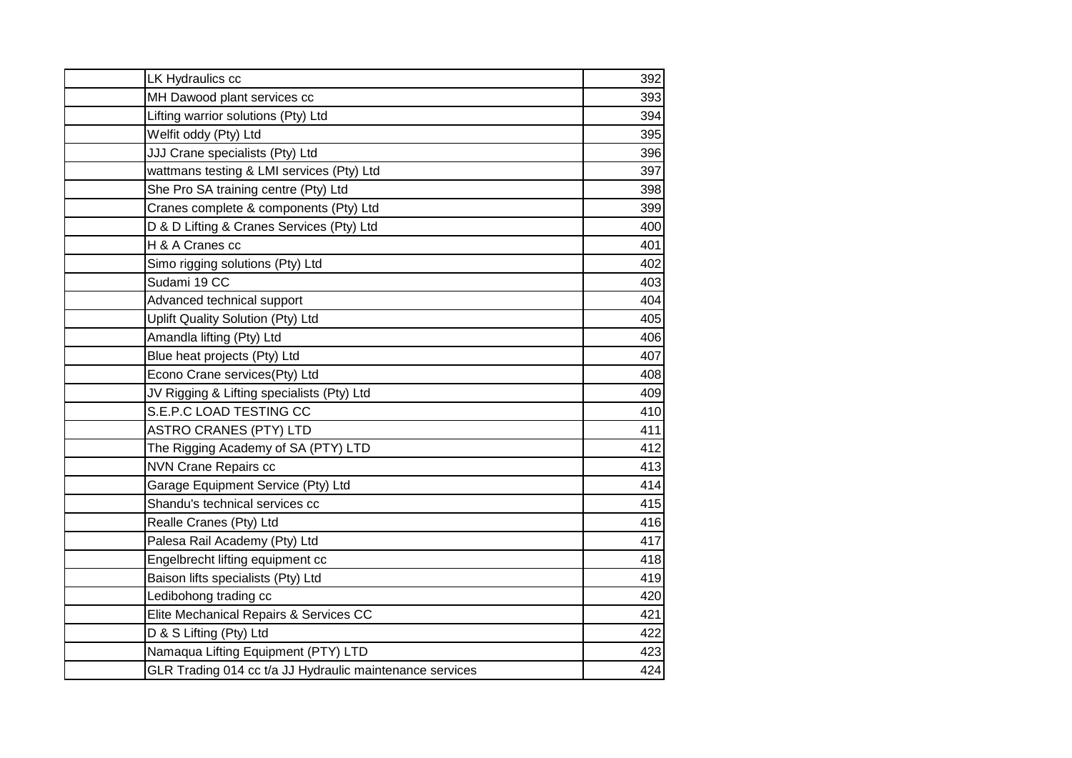| | | |
|---|---|---|
| | LK Hydraulics cc | 392 |
| | MH Dawood plant services cc | 393 |
| | Lifting warrior solutions (Pty) Ltd | 394 |
| | Welfit oddy (Pty) Ltd | 395 |
| | JJJ Crane specialists (Pty) Ltd | 396 |
| | wattmans testing & LMI services (Pty) Ltd | 397 |
| | She Pro SA training centre (Pty) Ltd | 398 |
| | Cranes complete & components (Pty) Ltd | 399 |
| | D & D Lifting & Cranes Services (Pty) Ltd | 400 |
| | H & A Cranes cc | 401 |
| | Simo rigging solutions (Pty) Ltd | 402 |
| | Sudami 19 CC | 403 |
| | Advanced technical support | 404 |
| | Uplift Quality Solution (Pty) Ltd | 405 |
| | Amandla lifting (Pty) Ltd | 406 |
| | Blue heat projects (Pty) Ltd | 407 |
| | Econo Crane services(Pty) Ltd | 408 |
| | JV Rigging & Lifting specialists (Pty) Ltd | 409 |
| | S.E.P.C LOAD TESTING CC | 410 |
| | ASTRO CRANES (PTY) LTD | 411 |
| | The Rigging Academy of SA (PTY) LTD | 412 |
| | NVN Crane Repairs cc | 413 |
| | Garage Equipment Service (Pty) Ltd | 414 |
| | Shandu's technical services cc | 415 |
| | Realle Cranes (Pty) Ltd | 416 |
| | Palesa Rail Academy (Pty) Ltd | 417 |
| | Engelbrecht lifting equipment cc | 418 |
| | Baison lifts specialists (Pty) Ltd | 419 |
| | Ledibohong trading cc | 420 |
| | Elite Mechanical Repairs & Services CC | 421 |
| | D & S Lifting (Pty) Ltd | 422 |
| | Namaqua Lifting Equipment (PTY) LTD | 423 |
| | GLR Trading 014 cc t/a JJ Hydraulic maintenance services | 424 |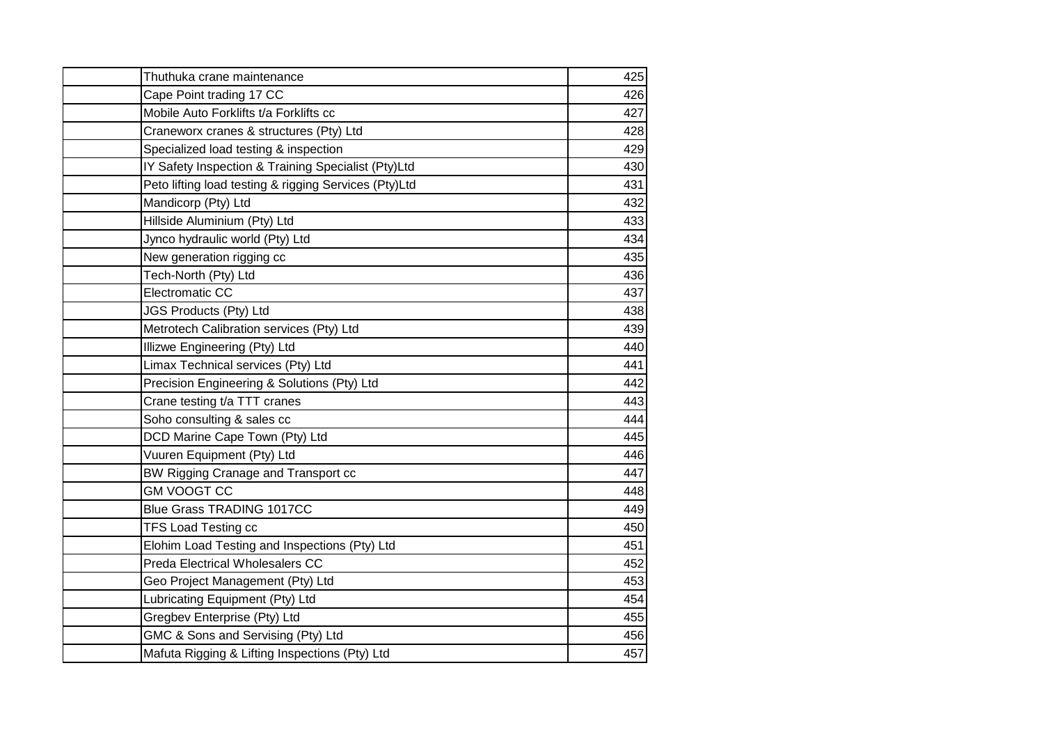| | | |
|---|---|---|
| | Thuthuka crane maintenance | 425 |
| | Cape Point trading 17 CC | 426 |
| | Mobile Auto Forklifts t/a Forklifts cc | 427 |
| | Craneworx cranes & structures (Pty) Ltd | 428 |
| | Specialized load testing & inspection | 429 |
| | IY Safety Inspection & Training Specialist (Pty)Ltd | 430 |
| | Peto lifting load testing & rigging Services (Pty)Ltd | 431 |
| | Mandicorp (Pty) Ltd | 432 |
| | Hillside Aluminium (Pty) Ltd | 433 |
| | Jynco hydraulic world (Pty) Ltd | 434 |
| | New generation rigging cc | 435 |
| | Tech-North (Pty) Ltd | 436 |
| | Electromatic CC | 437 |
| | JGS Products (Pty) Ltd | 438 |
| | Metrotech Calibration services (Pty) Ltd | 439 |
| | Illizwe Engineering (Pty) Ltd | 440 |
| | Limax Technical services (Pty) Ltd | 441 |
| | Precision Engineering & Solutions (Pty) Ltd | 442 |
| | Crane testing t/a TTT cranes | 443 |
| | Soho consulting & sales cc | 444 |
| | DCD Marine Cape Town (Pty) Ltd | 445 |
| | Vuuren Equipment (Pty) Ltd | 446 |
| | BW Rigging Cranage and Transport cc | 447 |
| | GM VOOGT CC | 448 |
| | Blue Grass TRADING 1017CC | 449 |
| | TFS Load Testing cc | 450 |
| | Elohim Load Testing and Inspections (Pty) Ltd | 451 |
| | Preda Electrical Wholesalers CC | 452 |
| | Geo Project Management (Pty) Ltd | 453 |
| | Lubricating Equipment (Pty) Ltd | 454 |
| | Gregbev Enterprise (Pty) Ltd | 455 |
| | GMC & Sons and Servising (Pty) Ltd | 456 |
| | Mafuta Rigging & Lifting Inspections (Pty) Ltd | 457 |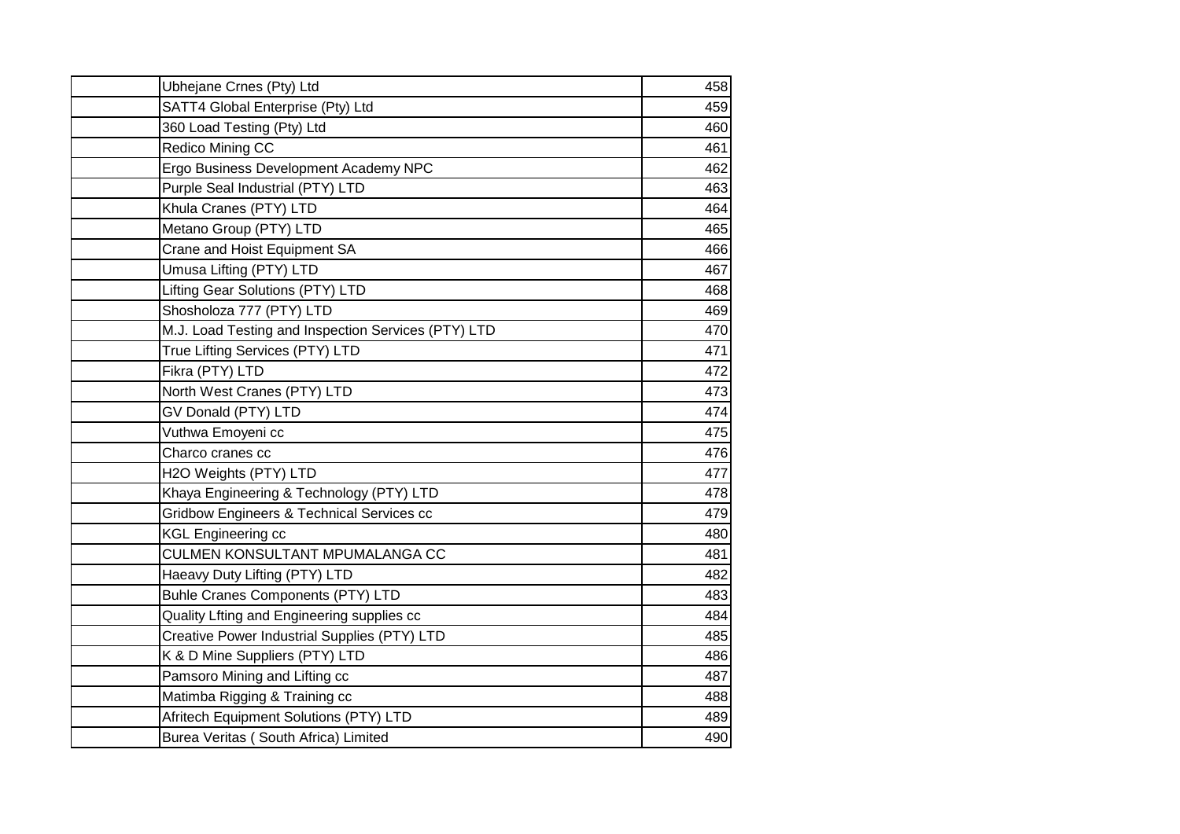| | | |
|---|---|---|
| | Ubhejane Crnes (Pty) Ltd | 458 |
| | SATT4 Global Enterprise (Pty) Ltd | 459 |
| | 360 Load Testing (Pty) Ltd | 460 |
| | Redico Mining CC | 461 |
| | Ergo Business Development Academy NPC | 462 |
| | Purple Seal Industrial (PTY) LTD | 463 |
| | Khula Cranes (PTY) LTD | 464 |
| | Metano Group (PTY) LTD | 465 |
| | Crane and Hoist Equipment SA | 466 |
| | Umusa Lifting (PTY) LTD | 467 |
| | Lifting Gear Solutions (PTY) LTD | 468 |
| | Shosholoza 777 (PTY) LTD | 469 |
| | M.J. Load Testing and Inspection Services (PTY) LTD | 470 |
| | True Lifting Services (PTY) LTD | 471 |
| | Fikra (PTY) LTD | 472 |
| | North West Cranes (PTY) LTD | 473 |
| | GV Donald (PTY) LTD | 474 |
| | Vuthwa Emoyeni cc | 475 |
| | Charco cranes cc | 476 |
| | H2O Weights (PTY) LTD | 477 |
| | Khaya Engineering & Technology (PTY) LTD | 478 |
| | Gridbow Engineers & Technical Services cc | 479 |
| | KGL Engineering cc | 480 |
| | CULMEN KONSULTANT MPUMALANGA CC | 481 |
| | Haeavy Duty Lifting (PTY) LTD | 482 |
| | Buhle Cranes Components (PTY) LTD | 483 |
| | Quality Lfting and Engineering supplies cc | 484 |
| | Creative Power Industrial Supplies (PTY) LTD | 485 |
| | K & D Mine Suppliers (PTY) LTD | 486 |
| | Pamsoro Mining and Lifting cc | 487 |
| | Matimba Rigging & Training cc | 488 |
| | Afritech Equipment Solutions (PTY) LTD | 489 |
| | Burea Veritas ( South Africa) Limited | 490 |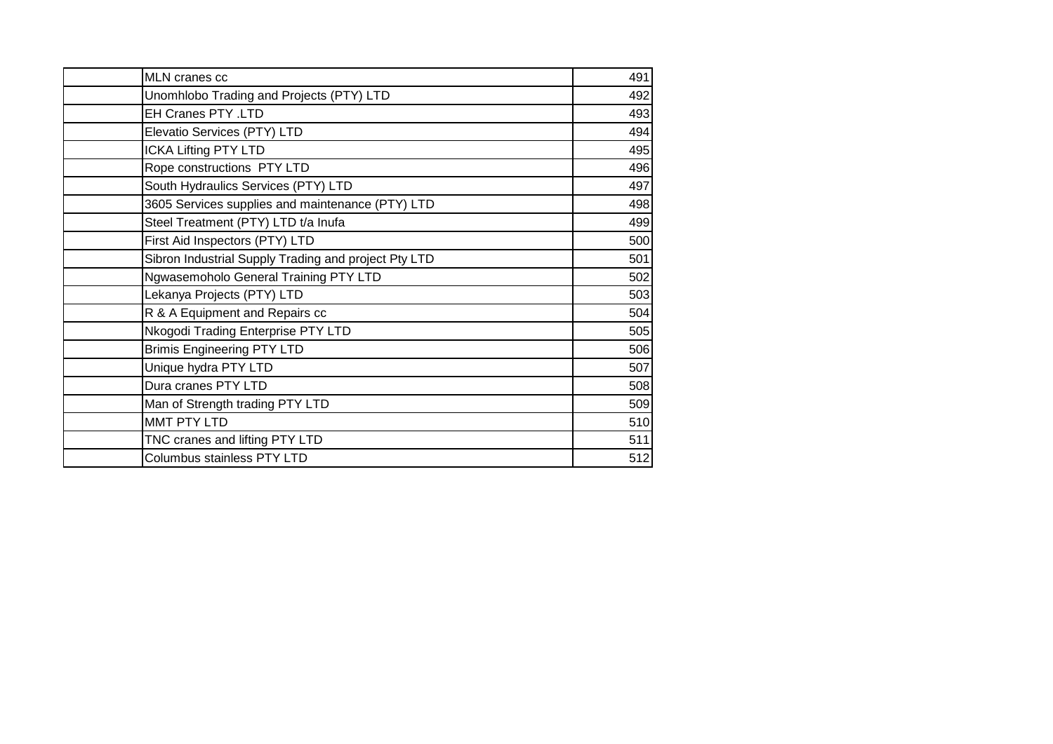| | | |
|---|---|---|
| | MLN cranes cc | 491 |
| | Unomhlobo Trading and Projects (PTY) LTD | 492 |
| | EH Cranes PTY .LTD | 493 |
| | Elevatio Services (PTY) LTD | 494 |
| | ICKA Lifting PTY LTD | 495 |
| | Rope constructions PTY LTD | 496 |
| | South Hydraulics Services (PTY) LTD | 497 |
| | 3605 Services supplies and maintenance (PTY) LTD | 498 |
| | Steel Treatment (PTY) LTD t/a Inufa | 499 |
| | First Aid Inspectors (PTY) LTD | 500 |
| | Sibron Industrial Supply Trading and project Pty LTD | 501 |
| | Ngwasemoholo General Training PTY LTD | 502 |
| | Lekanya Projects (PTY) LTD | 503 |
| | R & A Equipment and Repairs cc | 504 |
| | Nkogodi Trading Enterprise PTY LTD | 505 |
| | Brimis Engineering PTY LTD | 506 |
| | Unique hydra PTY LTD | 507 |
| | Dura cranes PTY LTD | 508 |
| | Man of Strength trading PTY LTD | 509 |
| | MMT PTY LTD | 510 |
| | TNC cranes and lifting PTY LTD | 511 |
| | Columbus stainless PTY LTD | 512 |